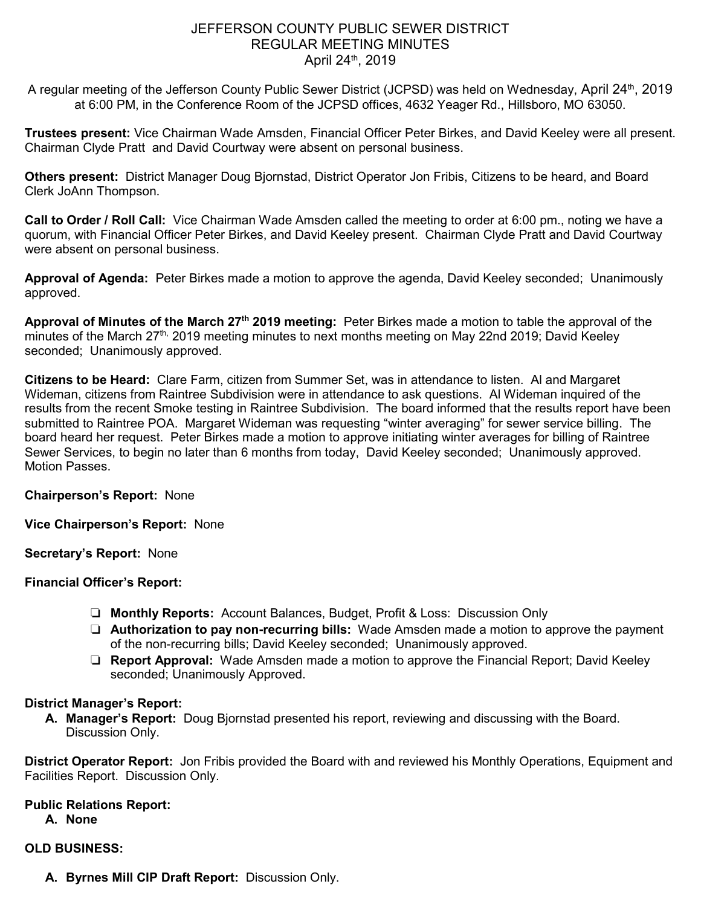# JEFFERSON COUNTY PUBLIC SEWER DISTRICT
## REGULAR MEETING MINUTES
### April 24th, 2019

A regular meeting of the Jefferson County Public Sewer District (JCPSD) was held on Wednesday, April 24th, 2019 at 6:00 PM, in the Conference Room of the JCPSD offices, 4632 Yeager Rd., Hillsboro, MO 63050.

**Trustees present:** Vice Chairman Wade Amsden, Financial Officer Peter Birkes, and David Keeley were all present. Chairman Clyde Pratt and David Courtway were absent on personal business.

**Others present:** District Manager Doug Bjornstad, District Operator Jon Fribis, Citizens to be heard, and Board Clerk JoAnn Thompson.

**Call to Order / Roll Call:** Vice Chairman Wade Amsden called the meeting to order at 6:00 pm., noting we have a quorum, with Financial Officer Peter Birkes, and David Keeley present. Chairman Clyde Pratt and David Courtway were absent on personal business.

**Approval of Agenda:** Peter Birkes made a motion to approve the agenda, David Keeley seconded; Unanimously approved.

**Approval of Minutes of the March 27th 2019 meeting:** Peter Birkes made a motion to table the approval of the minutes of the March 27th, 2019 meeting minutes to next months meeting on May 22nd 2019; David Keeley seconded; Unanimously approved.

**Citizens to be Heard:** Clare Farm, citizen from Summer Set, was in attendance to listen. Al and Margaret Wideman, citizens from Raintree Subdivision were in attendance to ask questions. Al Wideman inquired of the results from the recent Smoke testing in Raintree Subdivision. The board informed that the results report have been submitted to Raintree POA. Margaret Wideman was requesting "winter averaging" for sewer service billing. The board heard her request. Peter Birkes made a motion to approve initiating winter averages for billing of Raintree Sewer Services, to begin no later than 6 months from today, David Keeley seconded; Unanimously approved. Motion Passes.

**Chairperson's Report:** None

**Vice Chairperson's Report:** None

**Secretary's Report:** None

**Financial Officer's Report:**

- **Monthly Reports:** Account Balances, Budget, Profit & Loss: Discussion Only
- **Authorization to pay non-recurring bills:** Wade Amsden made a motion to approve the payment of the non-recurring bills; David Keeley seconded; Unanimously approved.
- **Report Approval:** Wade Amsden made a motion to approve the Financial Report; David Keeley seconded; Unanimously Approved.

**District Manager's Report:**

A. **Manager's Report:** Doug Bjornstad presented his report, reviewing and discussing with the Board. Discussion Only.

**District Operator Report:** Jon Fribis provided the Board with and reviewed his Monthly Operations, Equipment and Facilities Report. Discussion Only.

**Public Relations Report:**

A. **None**

**OLD BUSINESS:**

A. **Byrnes Mill CIP Draft Report:** Discussion Only.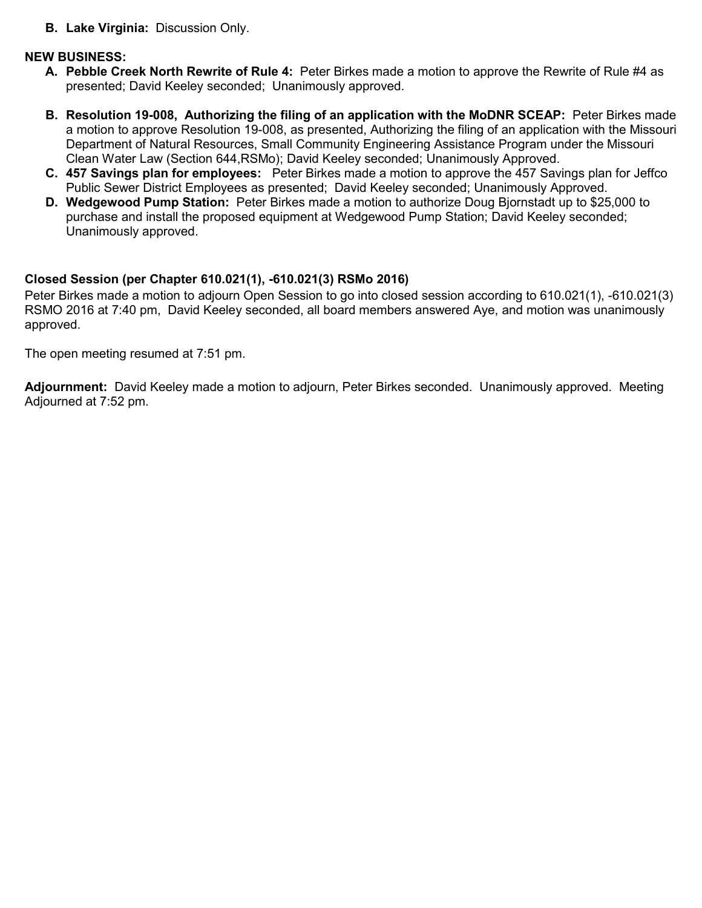**B. Lake Virginia:** Discussion Only.

**NEW BUSINESS:**

**A. Pebble Creek North Rewrite of Rule 4:** Peter Birkes made a motion to approve the Rewrite of Rule #4 as presented; David Keeley seconded; Unanimously approved.

**B. Resolution 19-008, Authorizing the filing of an application with the MoDNR SCEAP:** Peter Birkes made a motion to approve Resolution 19-008, as presented, Authorizing the filing of an application with the Missouri Department of Natural Resources, Small Community Engineering Assistance Program under the Missouri Clean Water Law (Section 644,RSMo); David Keeley seconded; Unanimously Approved.

**C. 457 Savings plan for employees:** Peter Birkes made a motion to approve the 457 Savings plan for Jeffco Public Sewer District Employees as presented; David Keeley seconded; Unanimously Approved.

**D. Wedgewood Pump Station:** Peter Birkes made a motion to authorize Doug Bjornstadt up to $25,000 to purchase and install the proposed equipment at Wedgewood Pump Station; David Keeley seconded; Unanimously approved.

**Closed Session (per Chapter 610.021(1), -610.021(3) RSMo 2016)**

Peter Birkes made a motion to adjourn Open Session to go into closed session according to 610.021(1), -610.021(3) RSMO 2016 at 7:40 pm, David Keeley seconded, all board members answered Aye, and motion was unanimously approved.

The open meeting resumed at 7:51 pm.

**Adjournment:** David Keeley made a motion to adjourn, Peter Birkes seconded. Unanimously approved. Meeting Adjourned at 7:52 pm.